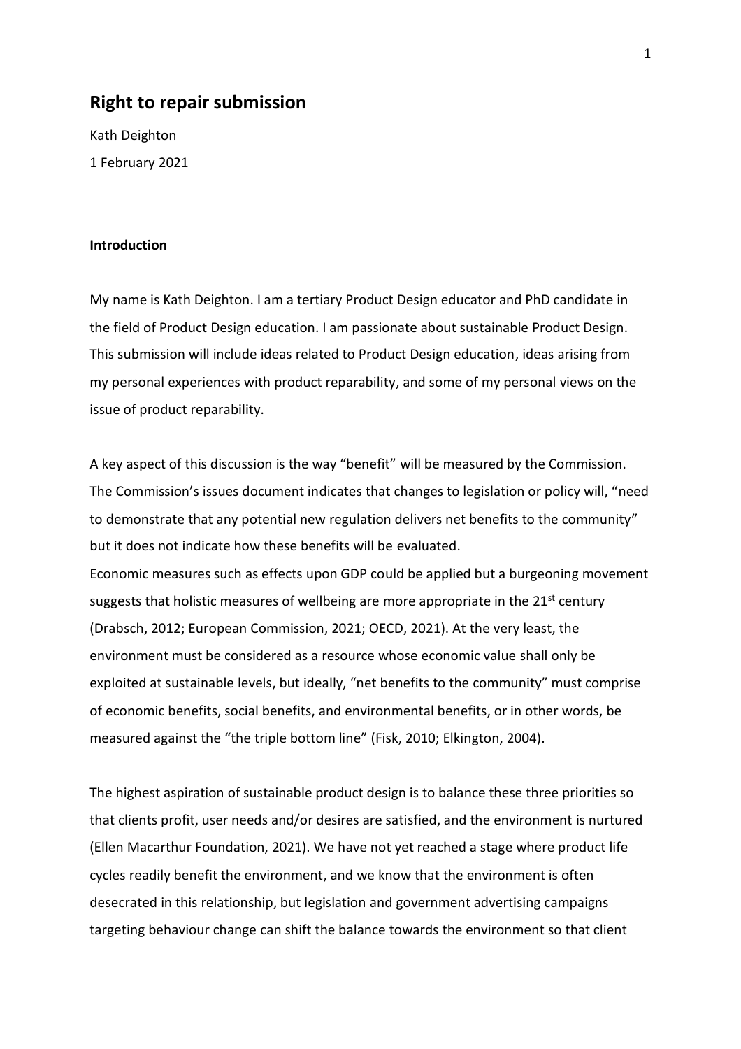# Right to repair submission

Kath Deighton

1 February 2021

**Introduction**

My name is Kath Deighton. I am a tertiary Product Design educator and PhD candidate in the field of Product Design education. I am passionate about sustainable Product Design. This submission will include ideas related to Product Design education, ideas arising from my personal experiences with product reparability, and some of my personal views on the issue of product reparability.

A key aspect of this discussion is the way "benefit" will be measured by the Commission. The Commission's issues document indicates that changes to legislation or policy will, "need to demonstrate that any potential new regulation delivers net benefits to the community" but it does not indicate how these benefits will be evaluated.

Economic measures such as effects upon GDP could be applied but a burgeoning movement suggests that holistic measures of wellbeing are more appropriate in the 21st century (Drabsch, 2012; European Commission, 2021; OECD, 2021). At the very least, the environment must be considered as a resource whose economic value shall only be exploited at sustainable levels, but ideally, "net benefits to the community" must comprise of economic benefits, social benefits, and environmental benefits, or in other words, be measured against the "the triple bottom line" (Fisk, 2010; Elkington, 2004).

The highest aspiration of sustainable product design is to balance these three priorities so that clients profit, user needs and/or desires are satisfied, and the environment is nurtured (Ellen Macarthur Foundation, 2021). We have not yet reached a stage where product life cycles readily benefit the environment, and we know that the environment is often desecrated in this relationship, but legislation and government advertising campaigns targeting behaviour change can shift the balance towards the environment so that client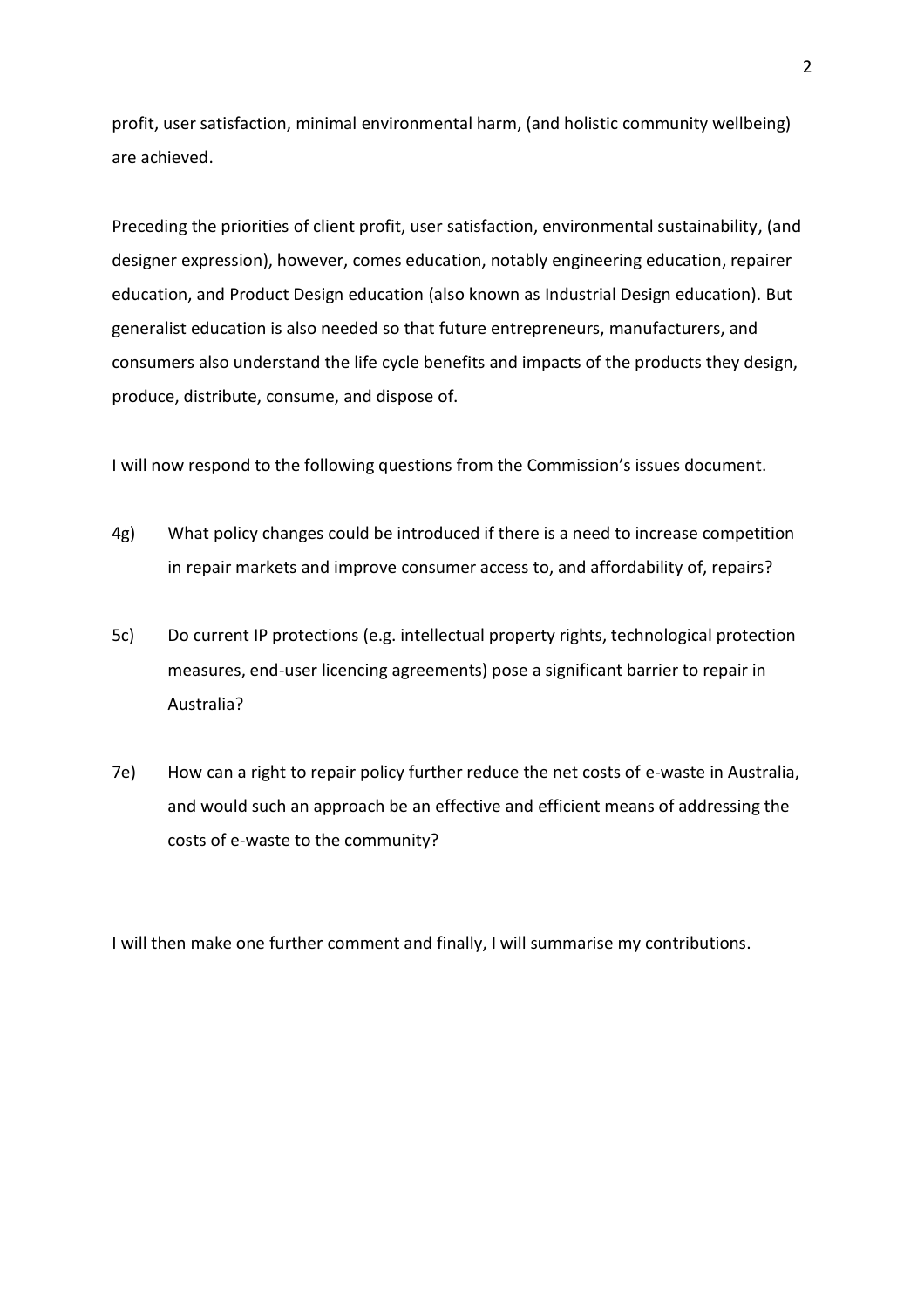profit, user satisfaction, minimal environmental harm, (and holistic community wellbeing) are achieved.

Preceding the priorities of client profit, user satisfaction, environmental sustainability, (and designer expression), however, comes education, notably engineering education, repairer education, and Product Design education (also known as Industrial Design education). But generalist education is also needed so that future entrepreneurs, manufacturers, and consumers also understand the life cycle benefits and impacts of the products they design, produce, distribute, consume, and dispose of.

I will now respond to the following questions from the Commission's issues document.

4g) What policy changes could be introduced if there is a need to increase competition in repair markets and improve consumer access to, and affordability of, repairs?

5c) Do current IP protections (e.g. intellectual property rights, technological protection measures, end-user licencing agreements) pose a significant barrier to repair in Australia?

7e) How can a right to repair policy further reduce the net costs of e-waste in Australia, and would such an approach be an effective and efficient means of addressing the costs of e-waste to the community?

I will then make one further comment and finally, I will summarise my contributions.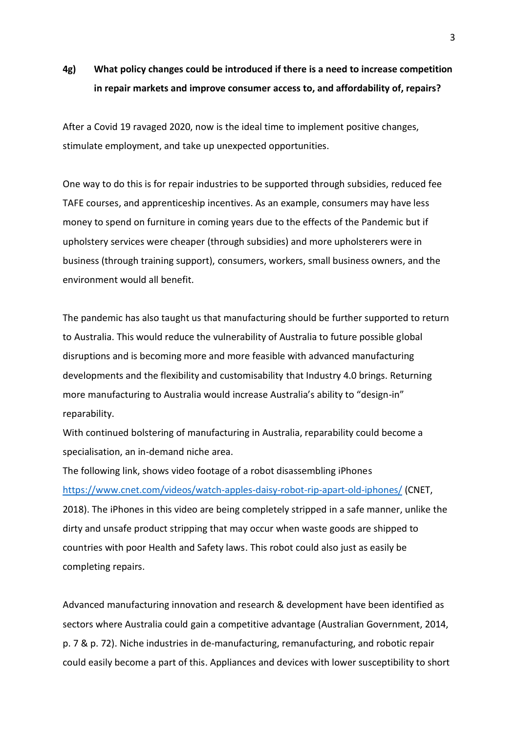**4g) What policy changes could be introduced if there is a need to increase competition in repair markets and improve consumer access to, and affordability of, repairs?**

After a Covid 19 ravaged 2020, now is the ideal time to implement positive changes, stimulate employment, and take up unexpected opportunities.

One way to do this is for repair industries to be supported through subsidies, reduced fee TAFE courses, and apprenticeship incentives. As an example, consumers may have less money to spend on furniture in coming years due to the effects of the Pandemic but if upholstery services were cheaper (through subsidies) and more upholsterers were in business (through training support), consumers, workers, small business owners, and the environment would all benefit.

The pandemic has also taught us that manufacturing should be further supported to return to Australia. This would reduce the vulnerability of Australia to future possible global disruptions and is becoming more and more feasible with advanced manufacturing developments and the flexibility and customisability that Industry 4.0 brings. Returning more manufacturing to Australia would increase Australia's ability to "design-in" reparability.

With continued bolstering of manufacturing in Australia, reparability could become a specialisation, an in-demand niche area.

The following link, shows video footage of a robot disassembling iPhones https://www.cnet.com/videos/watch-apples-daisy-robot-rip-apart-old-iphones/ (CNET, 2018). The iPhones in this video are being completely stripped in a safe manner, unlike the dirty and unsafe product stripping that may occur when waste goods are shipped to countries with poor Health and Safety laws. This robot could also just as easily be completing repairs.

Advanced manufacturing innovation and research & development have been identified as sectors where Australia could gain a competitive advantage (Australian Government, 2014, p. 7 & p. 72). Niche industries in de-manufacturing, remanufacturing, and robotic repair could easily become a part of this. Appliances and devices with lower susceptibility to short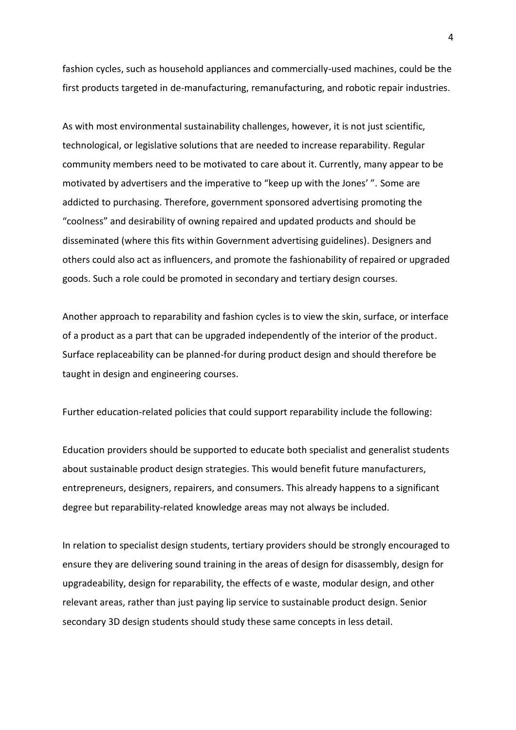fashion cycles, such as household appliances and commercially-used machines, could be the first products targeted in de-manufacturing, remanufacturing, and robotic repair industries.

As with most environmental sustainability challenges, however, it is not just scientific, technological, or legislative solutions that are needed to increase reparability. Regular community members need to be motivated to care about it. Currently, many appear to be motivated by advertisers and the imperative to "keep up with the Jones' ". Some are addicted to purchasing. Therefore, government sponsored advertising promoting the "coolness" and desirability of owning repaired and updated products and should be disseminated (where this fits within Government advertising guidelines). Designers and others could also act as influencers, and promote the fashionability of repaired or upgraded goods. Such a role could be promoted in secondary and tertiary design courses.

Another approach to reparability and fashion cycles is to view the skin, surface, or interface of a product as a part that can be upgraded independently of the interior of the product. Surface replaceability can be planned-for during product design and should therefore be taught in design and engineering courses.

Further education-related policies that could support reparability include the following:

Education providers should be supported to educate both specialist and generalist students about sustainable product design strategies. This would benefit future manufacturers, entrepreneurs, designers, repairers, and consumers. This already happens to a significant degree but reparability-related knowledge areas may not always be included.

In relation to specialist design students, tertiary providers should be strongly encouraged to ensure they are delivering sound training in the areas of design for disassembly, design for upgradeability, design for reparability, the effects of e waste, modular design, and other relevant areas, rather than just paying lip service to sustainable product design. Senior secondary 3D design students should study these same concepts in less detail.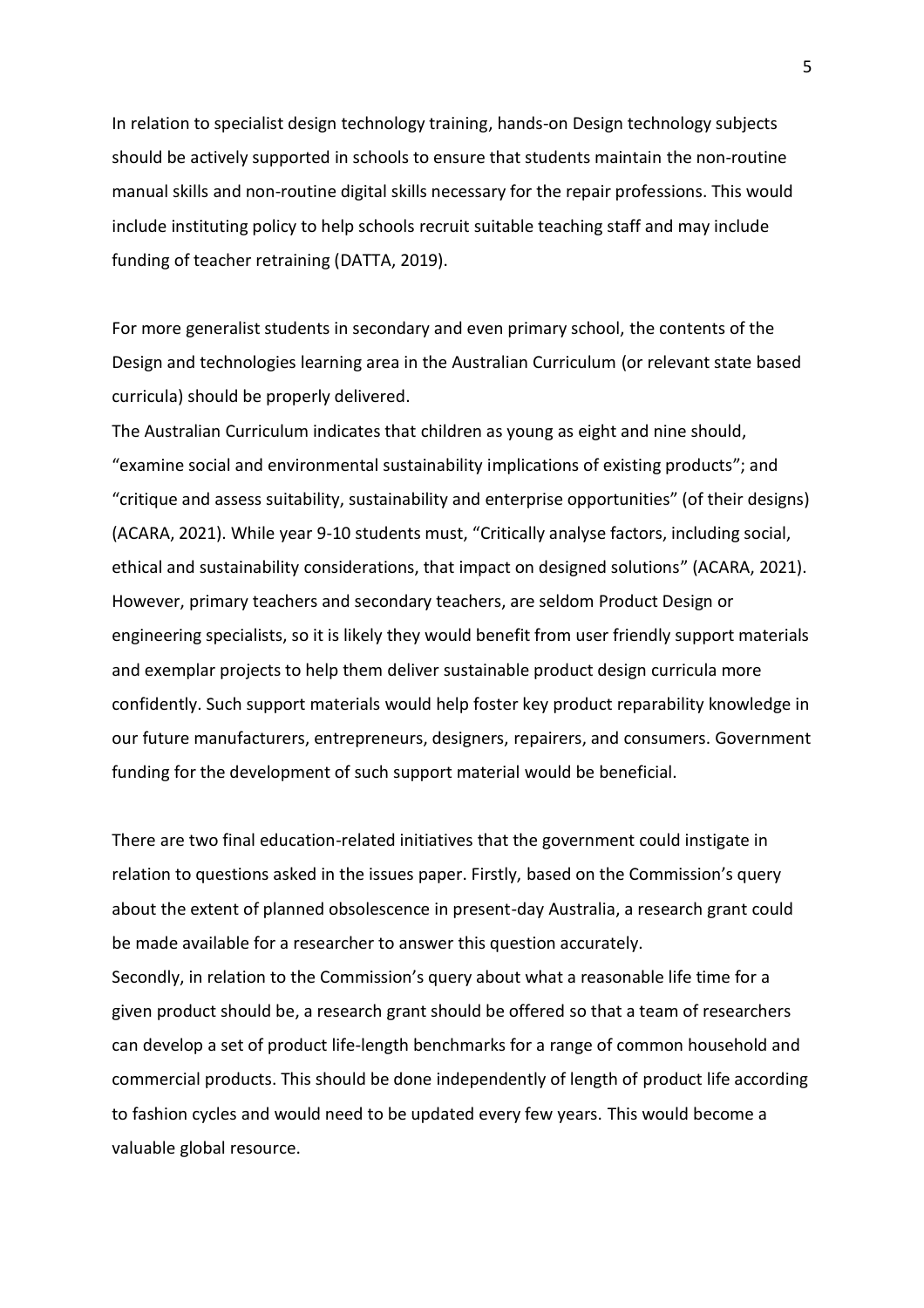In relation to specialist design technology training, hands-on Design technology subjects should be actively supported in schools to ensure that students maintain the non-routine manual skills and non-routine digital skills necessary for the repair professions. This would include instituting policy to help schools recruit suitable teaching staff and may include funding of teacher retraining (DATTA, 2019).

For more generalist students in secondary and even primary school, the contents of the Design and technologies learning area in the Australian Curriculum (or relevant state based curricula) should be properly delivered.

The Australian Curriculum indicates that children as young as eight and nine should, "examine social and environmental sustainability implications of existing products"; and "critique and assess suitability, sustainability and enterprise opportunities" (of their designs) (ACARA, 2021). While year 9-10 students must, "Critically analyse factors, including social, ethical and sustainability considerations, that impact on designed solutions" (ACARA, 2021). However, primary teachers and secondary teachers, are seldom Product Design or engineering specialists, so it is likely they would benefit from user friendly support materials and exemplar projects to help them deliver sustainable product design curricula more confidently. Such support materials would help foster key product reparability knowledge in our future manufacturers, entrepreneurs, designers, repairers, and consumers. Government funding for the development of such support material would be beneficial.

There are two final education-related initiatives that the government could instigate in relation to questions asked in the issues paper. Firstly, based on the Commission's query about the extent of planned obsolescence in present-day Australia, a research grant could be made available for a researcher to answer this question accurately.

Secondly, in relation to the Commission's query about what a reasonable life time for a given product should be, a research grant should be offered so that a team of researchers can develop a set of product life-length benchmarks for a range of common household and commercial products. This should be done independently of length of product life according to fashion cycles and would need to be updated every few years. This would become a valuable global resource.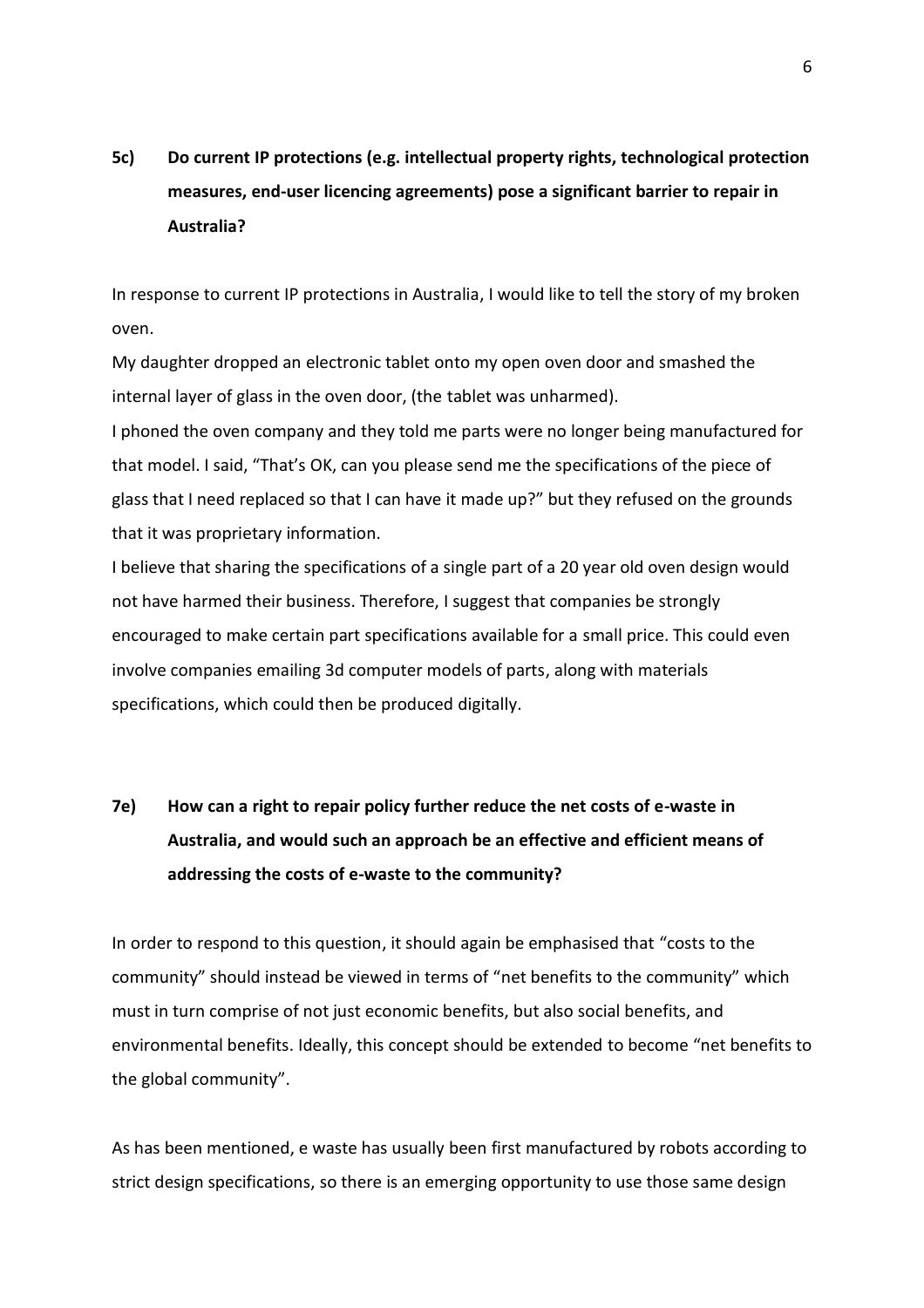**5c) Do current IP protections (e.g. intellectual property rights, technological protection measures, end-user licencing agreements) pose a significant barrier to repair in Australia?**

In response to current IP protections in Australia, I would like to tell the story of my broken oven.

My daughter dropped an electronic tablet onto my open oven door and smashed the internal layer of glass in the oven door, (the tablet was unharmed).

I phoned the oven company and they told me parts were no longer being manufactured for that model. I said, "That's OK, can you please send me the specifications of the piece of glass that I need replaced so that I can have it made up?" but they refused on the grounds that it was proprietary information.

I believe that sharing the specifications of a single part of a 20 year old oven design would not have harmed their business. Therefore, I suggest that companies be strongly encouraged to make certain part specifications available for a small price. This could even involve companies emailing 3d computer models of parts, along with materials specifications, which could then be produced digitally.

**7e) How can a right to repair policy further reduce the net costs of e-waste in Australia, and would such an approach be an effective and efficient means of addressing the costs of e-waste to the community?**

In order to respond to this question, it should again be emphasised that "costs to the community" should instead be viewed in terms of "net benefits to the community" which must in turn comprise of not just economic benefits, but also social benefits, and environmental benefits. Ideally, this concept should be extended to become "net benefits to the global community".

As has been mentioned, e waste has usually been first manufactured by robots according to strict design specifications, so there is an emerging opportunity to use those same design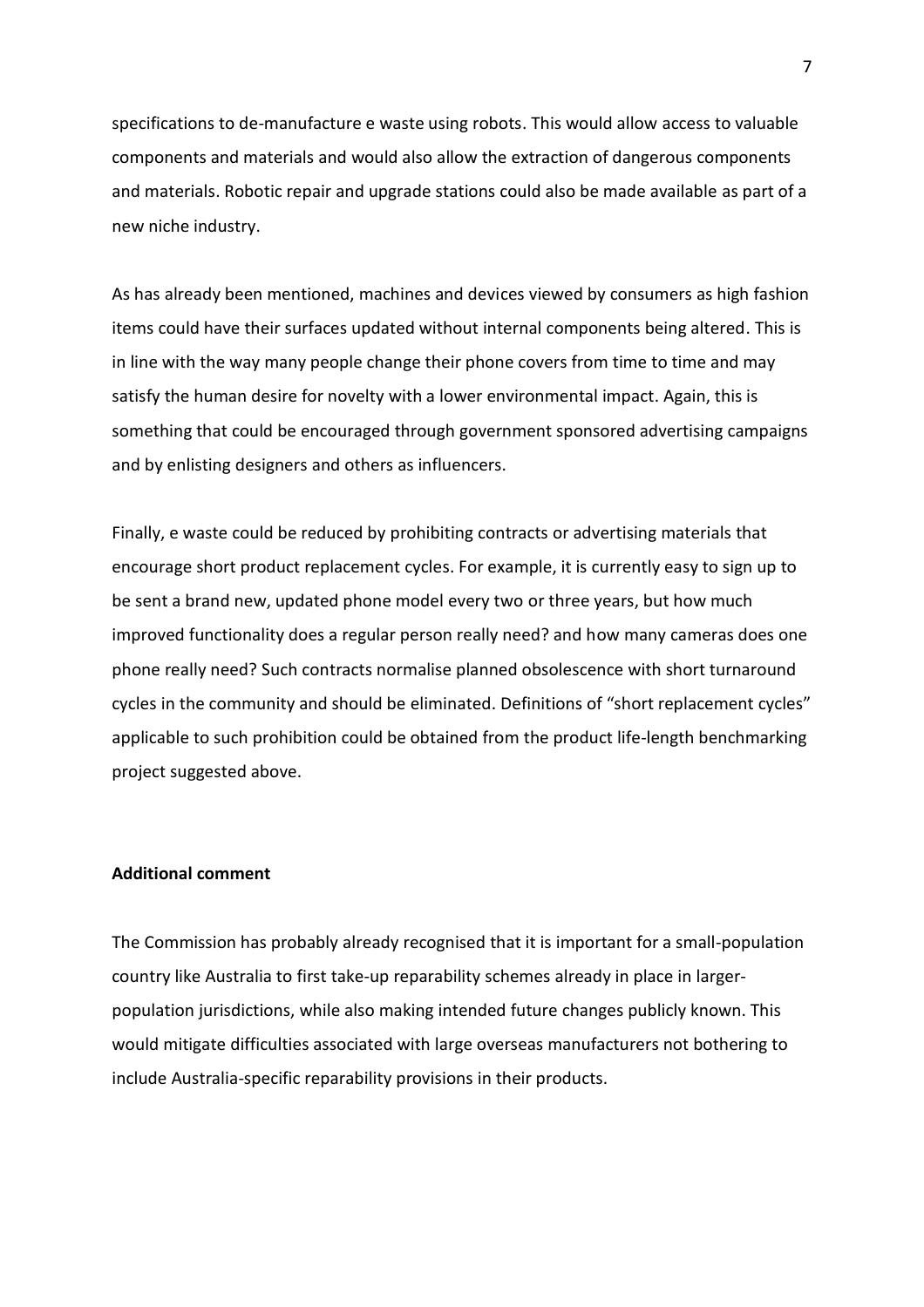specifications to de-manufacture e waste using robots. This would allow access to valuable components and materials and would also allow the extraction of dangerous components and materials. Robotic repair and upgrade stations could also be made available as part of a new niche industry.

As has already been mentioned, machines and devices viewed by consumers as high fashion items could have their surfaces updated without internal components being altered. This is in line with the way many people change their phone covers from time to time and may satisfy the human desire for novelty with a lower environmental impact. Again, this is something that could be encouraged through government sponsored advertising campaigns and by enlisting designers and others as influencers.

Finally, e waste could be reduced by prohibiting contracts or advertising materials that encourage short product replacement cycles. For example, it is currently easy to sign up to be sent a brand new, updated phone model every two or three years, but how much improved functionality does a regular person really need? and how many cameras does one phone really need? Such contracts normalise planned obsolescence with short turnaround cycles in the community and should be eliminated. Definitions of "short replacement cycles" applicable to such prohibition could be obtained from the product life-length benchmarking project suggested above.

**Additional comment**

The Commission has probably already recognised that it is important for a small-population country like Australia to first take-up reparability schemes already in place in larger-population jurisdictions, while also making intended future changes publicly known. This would mitigate difficulties associated with large overseas manufacturers not bothering to include Australia-specific reparability provisions in their products.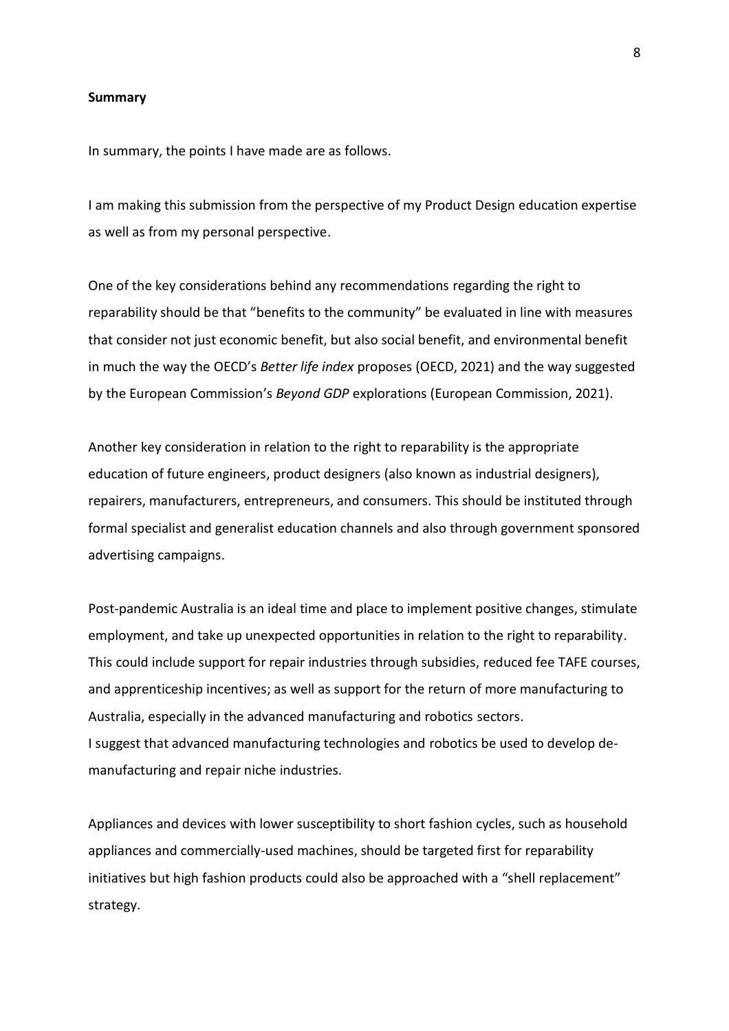**Summary**

In summary, the points I have made are as follows.

I am making this submission from the perspective of my Product Design education expertise as well as from my personal perspective.

One of the key considerations behind any recommendations regarding the right to reparability should be that "benefits to the community" be evaluated in line with measures that consider not just economic benefit, but also social benefit, and environmental benefit in much the way the OECD's *Better life index* proposes (OECD, 2021) and the way suggested by the European Commission's *Beyond GDP* explorations (European Commission, 2021).

Another key consideration in relation to the right to reparability is the appropriate education of future engineers, product designers (also known as industrial designers), repairers, manufacturers, entrepreneurs, and consumers. This should be instituted through formal specialist and generalist education channels and also through government sponsored advertising campaigns.

Post-pandemic Australia is an ideal time and place to implement positive changes, stimulate employment, and take up unexpected opportunities in relation to the right to reparability. This could include support for repair industries through subsidies, reduced fee TAFE courses, and apprenticeship incentives; as well as support for the return of more manufacturing to Australia, especially in the advanced manufacturing and robotics sectors.
I suggest that advanced manufacturing technologies and robotics be used to develop de-manufacturing and repair niche industries.

Appliances and devices with lower susceptibility to short fashion cycles, such as household appliances and commercially-used machines, should be targeted first for reparability initiatives but high fashion products could also be approached with a "shell replacement" strategy.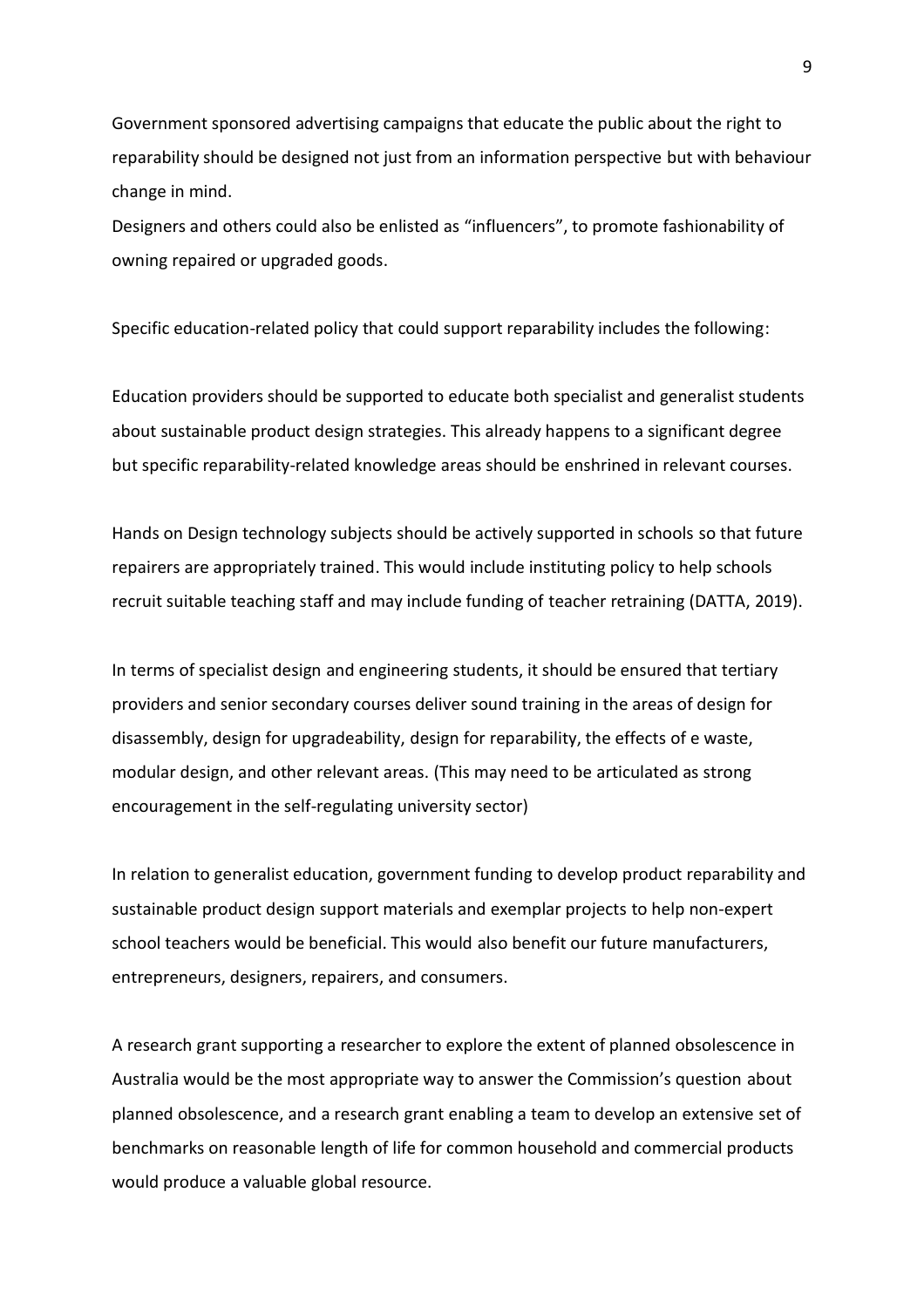Government sponsored advertising campaigns that educate the public about the right to reparability should be designed not just from an information perspective but with behaviour change in mind.
Designers and others could also be enlisted as "influencers", to promote fashionability of owning repaired or upgraded goods.

Specific education-related policy that could support reparability includes the following:

Education providers should be supported to educate both specialist and generalist students about sustainable product design strategies. This already happens to a significant degree but specific reparability-related knowledge areas should be enshrined in relevant courses.

Hands on Design technology subjects should be actively supported in schools so that future repairers are appropriately trained. This would include instituting policy to help schools recruit suitable teaching staff and may include funding of teacher retraining (DATTA, 2019).

In terms of specialist design and engineering students, it should be ensured that tertiary providers and senior secondary courses deliver sound training in the areas of design for disassembly, design for upgradeability, design for reparability, the effects of e waste, modular design, and other relevant areas. (This may need to be articulated as strong encouragement in the self-regulating university sector)

In relation to generalist education, government funding to develop product reparability and sustainable product design support materials and exemplar projects to help non-expert school teachers would be beneficial. This would also benefit our future manufacturers, entrepreneurs, designers, repairers, and consumers.

A research grant supporting a researcher to explore the extent of planned obsolescence in Australia would be the most appropriate way to answer the Commission's question about planned obsolescence, and a research grant enabling a team to develop an extensive set of benchmarks on reasonable length of life for common household and commercial products would produce a valuable global resource.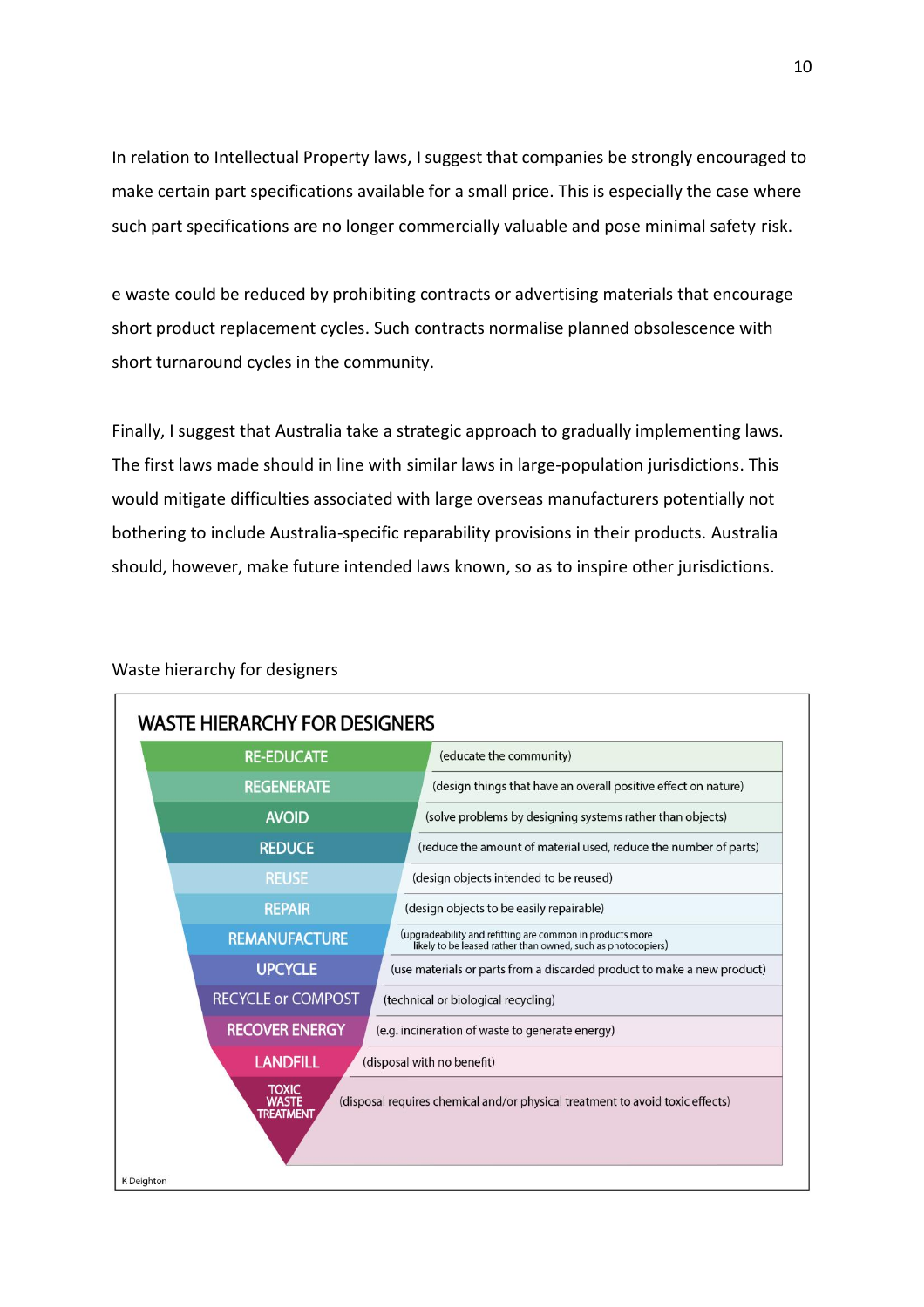In relation to Intellectual Property laws, I suggest that companies be strongly encouraged to make certain part specifications available for a small price. This is especially the case where such part specifications are no longer commercially valuable and pose minimal safety risk.

e waste could be reduced by prohibiting contracts or advertising materials that encourage short product replacement cycles. Such contracts normalise planned obsolescence with short turnaround cycles in the community.

Finally, I suggest that Australia take a strategic approach to gradually implementing laws. The first laws made should in line with similar laws in large-population jurisdictions. This would mitigate difficulties associated with large overseas manufacturers potentially not bothering to include Australia-specific reparability provisions in their products. Australia should, however, make future intended laws known, so as to inspire other jurisdictions.

Waste hierarchy for designers

## WASTE HIERARCHY FOR DESIGNERS

| Level | Description |
|---|---|
| RE-EDUCATE | (educate the community) |
| REGENERATE | (design things that have an overall positive effect on nature) |
| AVOID | (solve problems by designing systems rather than objects) |
| REDUCE | (reduce the amount of material used, reduce the number of parts) |
| REUSE | (design objects intended to be reused) |
| REPAIR | (design objects to be easily repairable) |
| REMANUFACTURE | (upgradeability and refitting are common in products more likely to be leased rather than owned, such as photocopiers) |
| UPCYCLE | (use materials or parts from a discarded product to make a new product) |
| RECYCLE or COMPOST | (technical or biological recycling) |
| RECOVER ENERGY | (e.g. incineration of waste to generate energy) |
| LANDFILL | (disposal with no benefit) |
| TOXIC WASTE TREATMENT | (disposal requires chemical and/or physical treatment to avoid toxic effects) |

K Deighton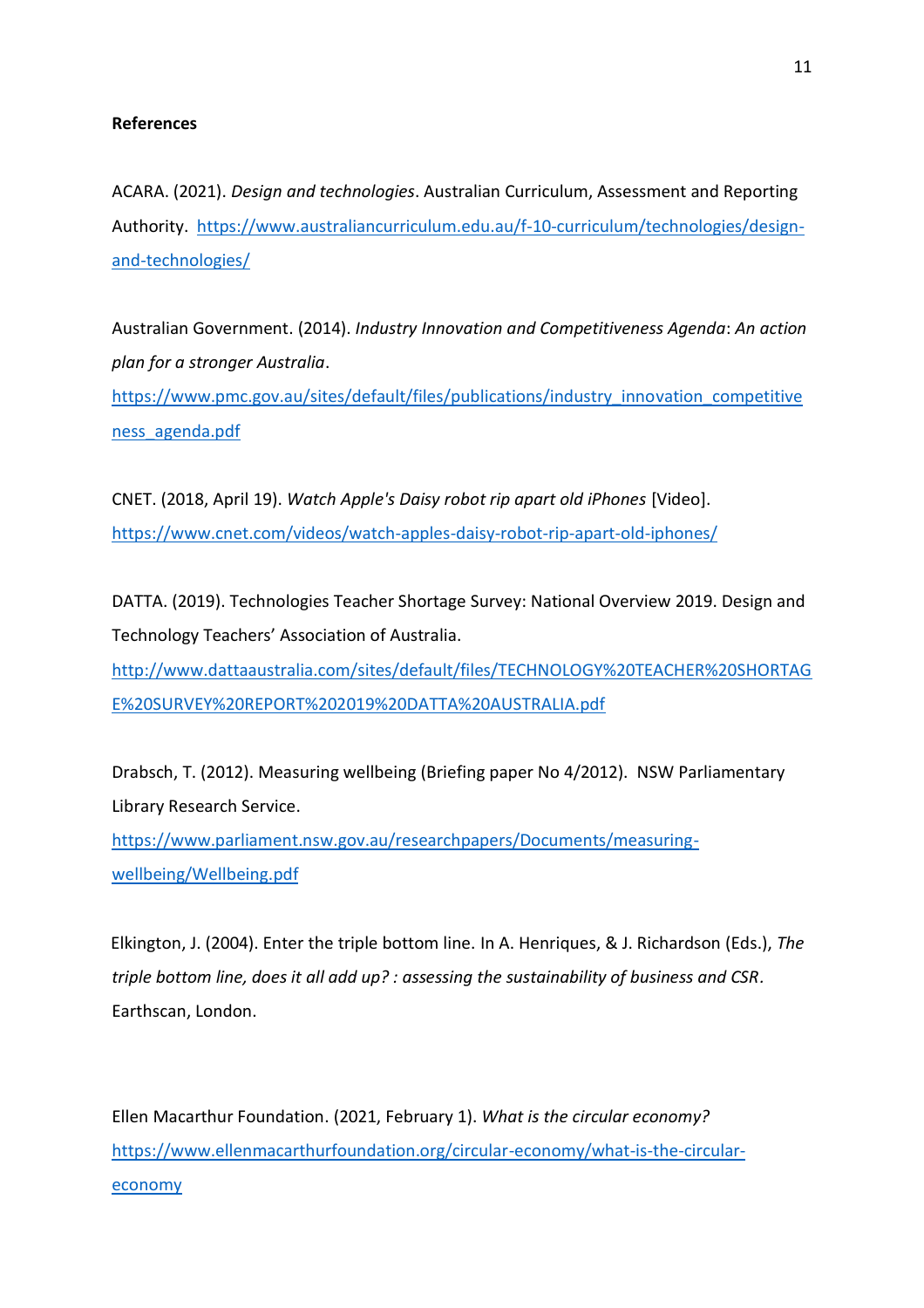**References**

ACARA. (2021). *Design and technologies*. Australian Curriculum, Assessment and Reporting Authority. https://www.australiancurriculum.edu.au/f-10-curriculum/technologies/design-and-technologies/

Australian Government. (2014). *Industry Innovation and Competitiveness Agenda*: *An action plan for a stronger Australia*. https://www.pmc.gov.au/sites/default/files/publications/industry_innovation_competitiveness_agenda.pdf

CNET. (2018, April 19). *Watch Apple's Daisy robot rip apart old iPhones* [Video]. https://www.cnet.com/videos/watch-apples-daisy-robot-rip-apart-old-iphones/

DATTA. (2019). Technologies Teacher Shortage Survey: National Overview 2019. Design and Technology Teachers' Association of Australia. http://www.dattaaustralia.com/sites/default/files/TECHNOLOGY%20TEACHER%20SHORTAGE%20SURVEY%20REPORT%202019%20DATTA%20AUSTRALIA.pdf

Drabsch, T. (2012). Measuring wellbeing (Briefing paper No 4/2012). NSW Parliamentary Library Research Service. https://www.parliament.nsw.gov.au/researchpapers/Documents/measuring-wellbeing/Wellbeing.pdf

Elkington, J. (2004). Enter the triple bottom line. In A. Henriques, & J. Richardson (Eds.), *The triple bottom line, does it all add up? : assessing the sustainability of business and CSR*. Earthscan, London.

Ellen Macarthur Foundation. (2021, February 1). *What is the circular economy?* https://www.ellenmacarthurfoundation.org/circular-economy/what-is-the-circular-economy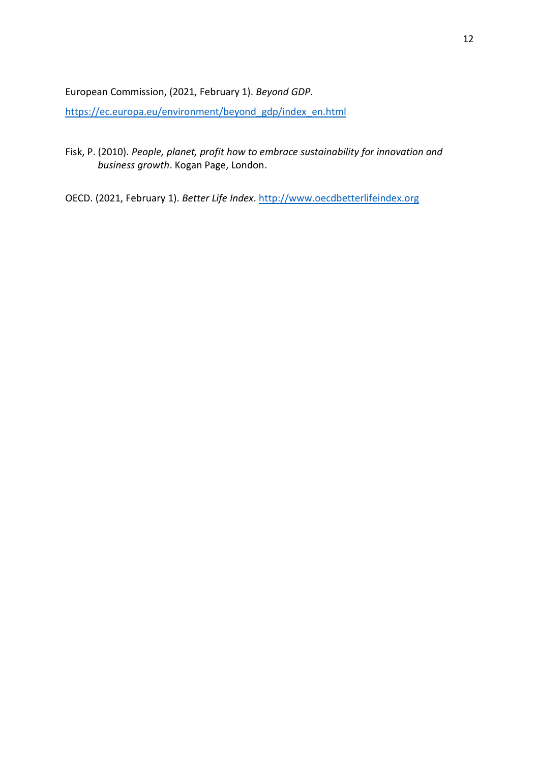European Commission, (2021, February 1). *Beyond GDP*. https://ec.europa.eu/environment/beyond_gdp/index_en.html

Fisk, P. (2010). *People, planet, profit how to embrace sustainability for innovation and business growth*. Kogan Page, London.

OECD. (2021, February 1). *Better Life Index*. http://www.oecdbetterlifeindex.org